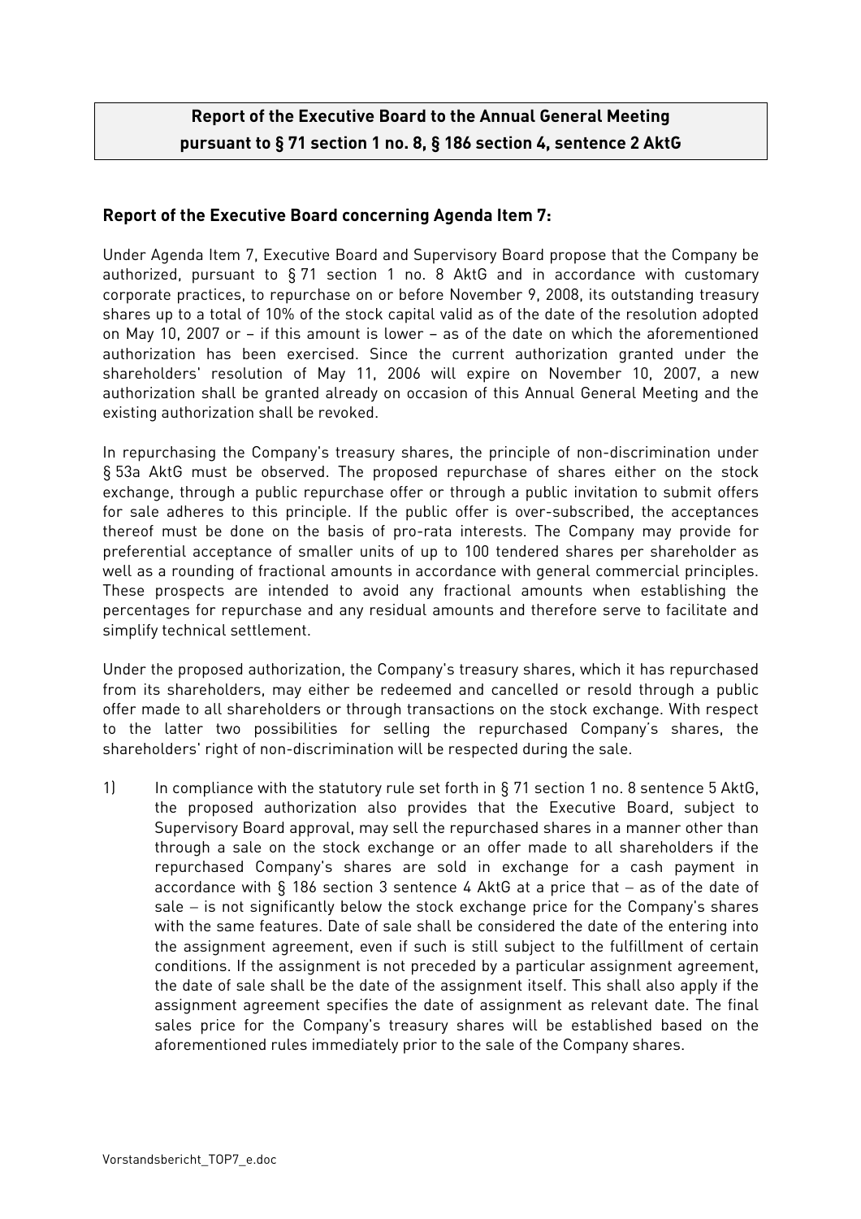**Report of the Executive Board to the Annual General Meeting pursuant to § 71 section 1 no. 8, § 186 section 4, sentence 2 AktG**

## Report of the Executive Board concerning Agenda Item 7:

Under Agenda Item 7, Executive Board and Supervisory Board propose that the Company be authorized, pursuant to § 71 section 1 no. 8 AktG and in accordance with customary corporate practices, to repurchase on or before November 9, 2008, its outstanding treasury shares up to a total of 10% of the stock capital valid as of the date of the resolution adopted on May 10, 2007 or – if this amount is lower – as of the date on which the aforementioned authorization has been exercised. Since the current authorization granted under the shareholders' resolution of May 11, 2006 will expire on November 10, 2007, a new authorization shall be granted already on occasion of this Annual General Meeting and the existing authorization shall be revoked.

In repurchasing the Company's treasury shares, the principle of non-discrimination under § 53a AktG must be observed. The proposed repurchase of shares either on the stock exchange, through a public repurchase offer or through a public invitation to submit offers for sale adheres to this principle. If the public offer is over-subscribed, the acceptances thereof must be done on the basis of pro-rata interests. The Company may provide for preferential acceptance of smaller units of up to 100 tendered shares per shareholder as well as a rounding of fractional amounts in accordance with general commercial principles. These prospects are intended to avoid any fractional amounts when establishing the percentages for repurchase and any residual amounts and therefore serve to facilitate and simplify technical settlement.

Under the proposed authorization, the Company's treasury shares, which it has repurchased from its shareholders, may either be redeemed and cancelled or resold through a public offer made to all shareholders or through transactions on the stock exchange. With respect to the latter two possibilities for selling the repurchased Company's shares, the shareholders' right of non-discrimination will be respected during the sale.

1) In compliance with the statutory rule set forth in § 71 section 1 no. 8 sentence 5 AktG, the proposed authorization also provides that the Executive Board, subject to Supervisory Board approval, may sell the repurchased shares in a manner other than through a sale on the stock exchange or an offer made to all shareholders if the repurchased Company's shares are sold in exchange for a cash payment in accordance with § 186 section 3 sentence 4 AktG at a price that – as of the date of sale – is not significantly below the stock exchange price for the Company's shares with the same features. Date of sale shall be considered the date of the entering into the assignment agreement, even if such is still subject to the fulfillment of certain conditions. If the assignment is not preceded by a particular assignment agreement, the date of sale shall be the date of the assignment itself. This shall also apply if the assignment agreement specifies the date of assignment as relevant date. The final sales price for the Company's treasury shares will be established based on the aforementioned rules immediately prior to the sale of the Company shares.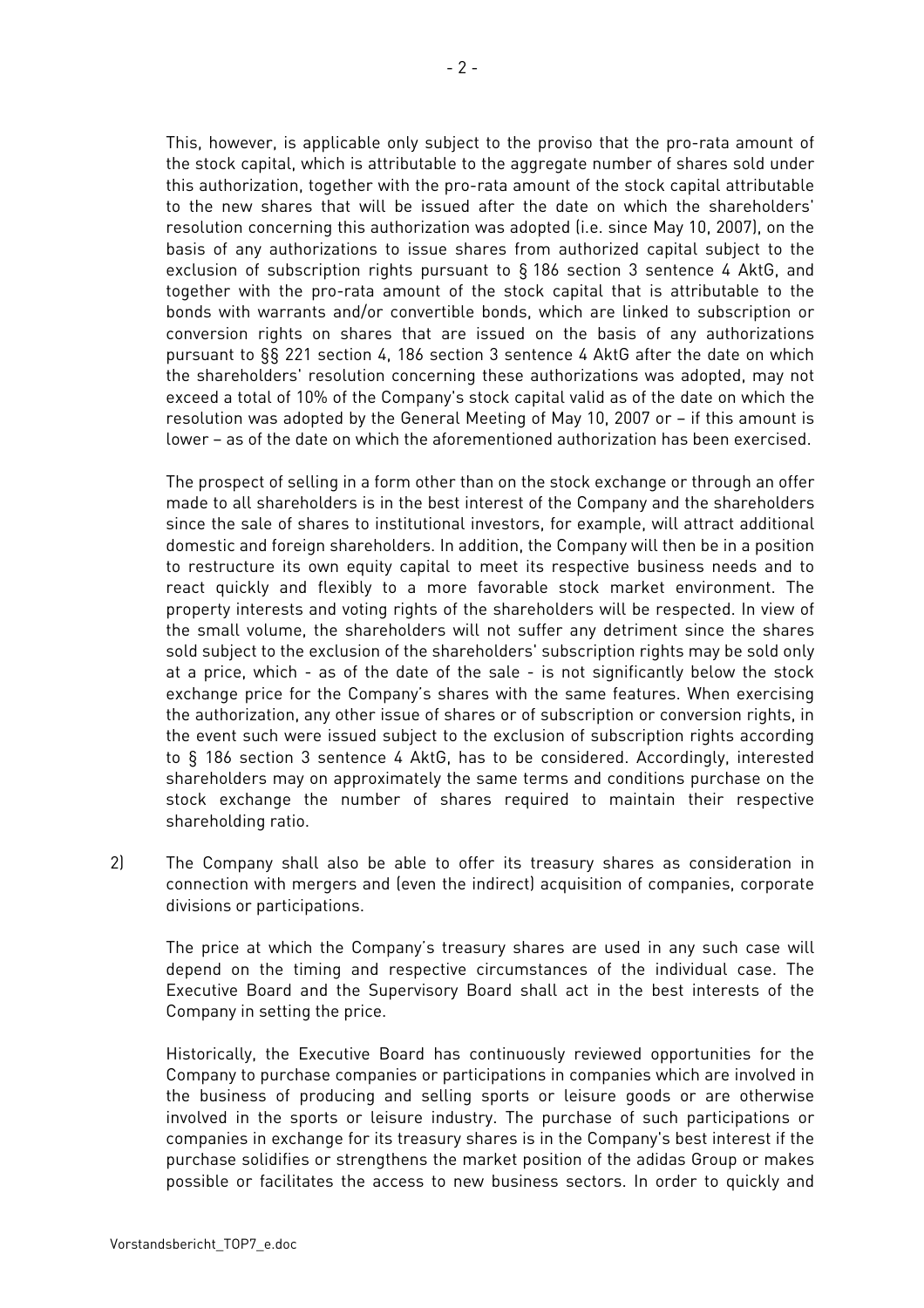This, however, is applicable only subject to the proviso that the pro-rata amount of the stock capital, which is attributable to the aggregate number of shares sold under this authorization, together with the pro-rata amount of the stock capital attributable to the new shares that will be issued after the date on which the shareholders' resolution concerning this authorization was adopted (i.e. since May 10, 2007), on the basis of any authorizations to issue shares from authorized capital subject to the exclusion of subscription rights pursuant to § 186 section 3 sentence 4 AktG, and together with the pro-rata amount of the stock capital that is attributable to the bonds with warrants and/or convertible bonds, which are linked to subscription or conversion rights on shares that are issued on the basis of any authorizations pursuant to §§ 221 section 4, 186 section 3 sentence 4 AktG after the date on which the shareholders' resolution concerning these authorizations was adopted, may not exceed a total of 10% of the Company's stock capital valid as of the date on which the resolution was adopted by the General Meeting of May 10, 2007 or – if this amount is lower – as of the date on which the aforementioned authorization has been exercised.

The prospect of selling in a form other than on the stock exchange or through an offer made to all shareholders is in the best interest of the Company and the shareholders since the sale of shares to institutional investors, for example, will attract additional domestic and foreign shareholders. In addition, the Company will then be in a position to restructure its own equity capital to meet its respective business needs and to react quickly and flexibly to a more favorable stock market environment. The property interests and voting rights of the shareholders will be respected. In view of the small volume, the shareholders will not suffer any detriment since the shares sold subject to the exclusion of the shareholders' subscription rights may be sold only at a price, which - as of the date of the sale - is not significantly below the stock exchange price for the Company's shares with the same features. When exercising the authorization, any other issue of shares or of subscription or conversion rights, in the event such were issued subject to the exclusion of subscription rights according to § 186 section 3 sentence 4 AktG, has to be considered. Accordingly, interested shareholders may on approximately the same terms and conditions purchase on the stock exchange the number of shares required to maintain their respective shareholding ratio.

2) The Company shall also be able to offer its treasury shares as consideration in connection with mergers and (even the indirect) acquisition of companies, corporate divisions or participations.

   The price at which the Company's treasury shares are used in any such case will depend on the timing and respective circumstances of the individual case. The Executive Board and the Supervisory Board shall act in the best interests of the Company in setting the price.

   Historically, the Executive Board has continuously reviewed opportunities for the Company to purchase companies or participations in companies which are involved in the business of producing and selling sports or leisure goods or are otherwise involved in the sports or leisure industry. The purchase of such participations or companies in exchange for its treasury shares is in the Company's best interest if the purchase solidifies or strengthens the market position of the adidas Group or makes possible or facilitates the access to new business sectors. In order to quickly and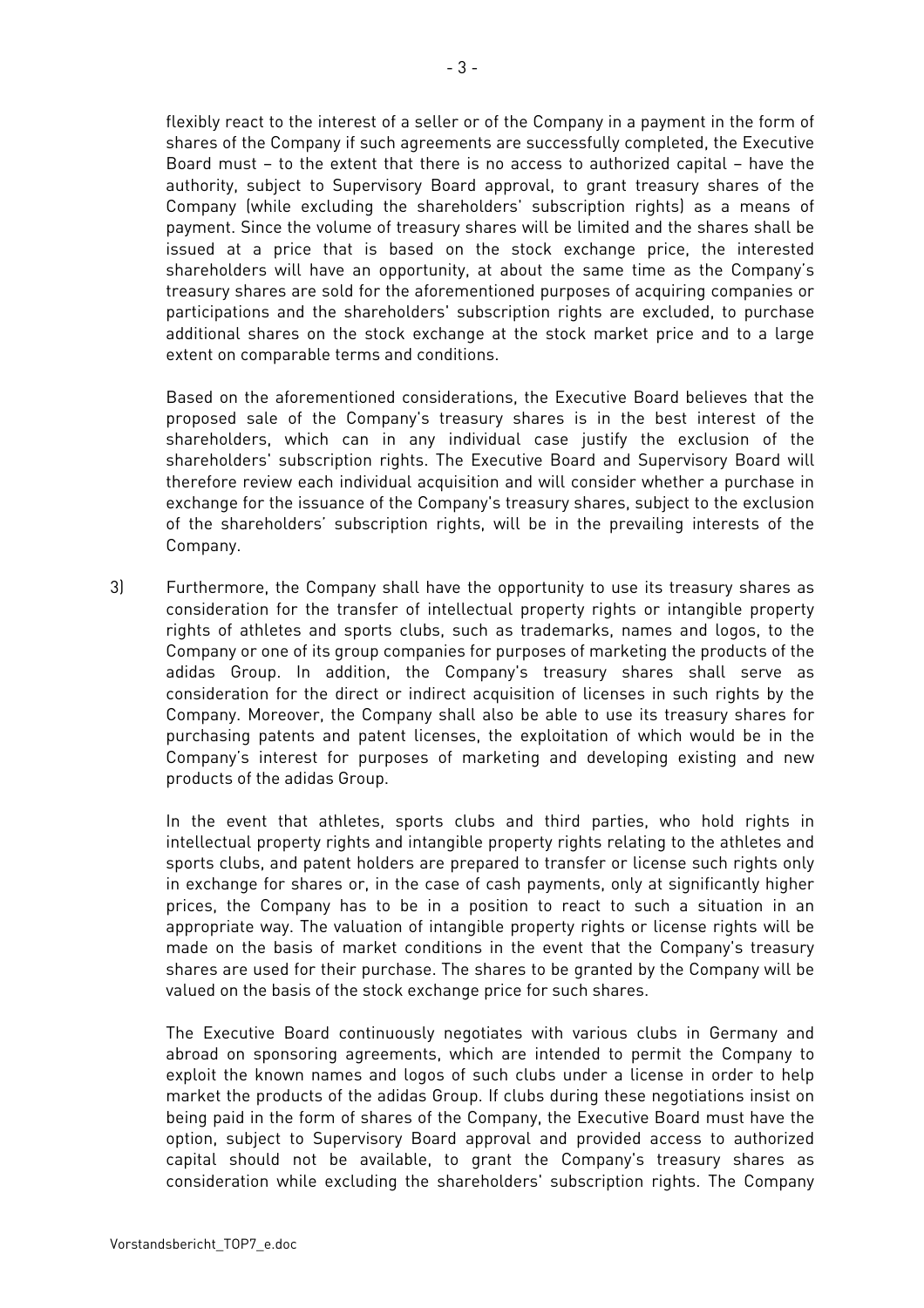flexibly react to the interest of a seller or of the Company in a payment in the form of shares of the Company if such agreements are successfully completed, the Executive Board must – to the extent that there is no access to authorized capital – have the authority, subject to Supervisory Board approval, to grant treasury shares of the Company (while excluding the shareholders' subscription rights) as a means of payment. Since the volume of treasury shares will be limited and the shares shall be issued at a price that is based on the stock exchange price, the interested shareholders will have an opportunity, at about the same time as the Company's treasury shares are sold for the aforementioned purposes of acquiring companies or participations and the shareholders' subscription rights are excluded, to purchase additional shares on the stock exchange at the stock market price and to a large extent on comparable terms and conditions.

Based on the aforementioned considerations, the Executive Board believes that the proposed sale of the Company's treasury shares is in the best interest of the shareholders, which can in any individual case justify the exclusion of the shareholders' subscription rights. The Executive Board and Supervisory Board will therefore review each individual acquisition and will consider whether a purchase in exchange for the issuance of the Company's treasury shares, subject to the exclusion of the shareholders' subscription rights, will be in the prevailing interests of the Company.

3) Furthermore, the Company shall have the opportunity to use its treasury shares as consideration for the transfer of intellectual property rights or intangible property rights of athletes and sports clubs, such as trademarks, names and logos, to the Company or one of its group companies for purposes of marketing the products of the adidas Group. In addition, the Company's treasury shares shall serve as consideration for the direct or indirect acquisition of licenses in such rights by the Company. Moreover, the Company shall also be able to use its treasury shares for purchasing patents and patent licenses, the exploitation of which would be in the Company's interest for purposes of marketing and developing existing and new products of the adidas Group.

In the event that athletes, sports clubs and third parties, who hold rights in intellectual property rights and intangible property rights relating to the athletes and sports clubs, and patent holders are prepared to transfer or license such rights only in exchange for shares or, in the case of cash payments, only at significantly higher prices, the Company has to be in a position to react to such a situation in an appropriate way. The valuation of intangible property rights or license rights will be made on the basis of market conditions in the event that the Company's treasury shares are used for their purchase. The shares to be granted by the Company will be valued on the basis of the stock exchange price for such shares.

The Executive Board continuously negotiates with various clubs in Germany and abroad on sponsoring agreements, which are intended to permit the Company to exploit the known names and logos of such clubs under a license in order to help market the products of the adidas Group. If clubs during these negotiations insist on being paid in the form of shares of the Company, the Executive Board must have the option, subject to Supervisory Board approval and provided access to authorized capital should not be available, to grant the Company's treasury shares as consideration while excluding the shareholders' subscription rights. The Company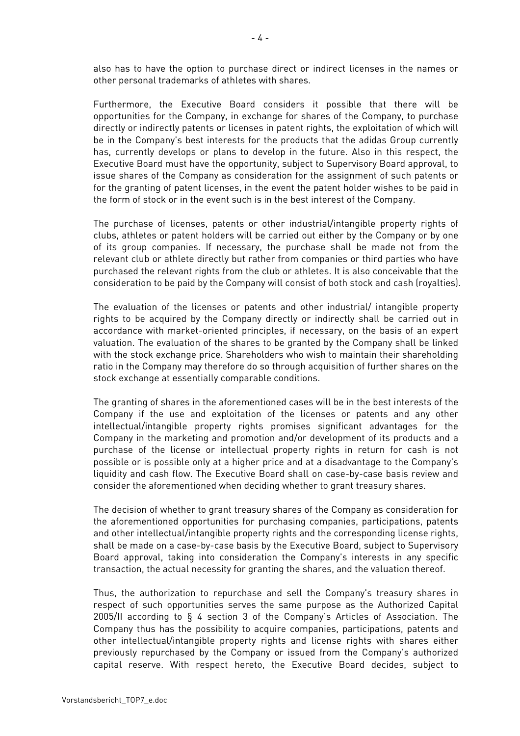also has to have the option to purchase direct or indirect licenses in the names or other personal trademarks of athletes with shares.

Furthermore, the Executive Board considers it possible that there will be opportunities for the Company, in exchange for shares of the Company, to purchase directly or indirectly patents or licenses in patent rights, the exploitation of which will be in the Company's best interests for the products that the adidas Group currently has, currently develops or plans to develop in the future. Also in this respect, the Executive Board must have the opportunity, subject to Supervisory Board approval, to issue shares of the Company as consideration for the assignment of such patents or for the granting of patent licenses, in the event the patent holder wishes to be paid in the form of stock or in the event such is in the best interest of the Company.

The purchase of licenses, patents or other industrial/intangible property rights of clubs, athletes or patent holders will be carried out either by the Company or by one of its group companies. If necessary, the purchase shall be made not from the relevant club or athlete directly but rather from companies or third parties who have purchased the relevant rights from the club or athletes. It is also conceivable that the consideration to be paid by the Company will consist of both stock and cash (royalties).

The evaluation of the licenses or patents and other industrial/ intangible property rights to be acquired by the Company directly or indirectly shall be carried out in accordance with market-oriented principles, if necessary, on the basis of an expert valuation. The evaluation of the shares to be granted by the Company shall be linked with the stock exchange price. Shareholders who wish to maintain their shareholding ratio in the Company may therefore do so through acquisition of further shares on the stock exchange at essentially comparable conditions.

The granting of shares in the aforementioned cases will be in the best interests of the Company if the use and exploitation of the licenses or patents and any other intellectual/intangible property rights promises significant advantages for the Company in the marketing and promotion and/or development of its products and a purchase of the license or intellectual property rights in return for cash is not possible or is possible only at a higher price and at a disadvantage to the Company's liquidity and cash flow. The Executive Board shall on case-by-case basis review and consider the aforementioned when deciding whether to grant treasury shares.

The decision of whether to grant treasury shares of the Company as consideration for the aforementioned opportunities for purchasing companies, participations, patents and other intellectual/intangible property rights and the corresponding license rights, shall be made on a case-by-case basis by the Executive Board, subject to Supervisory Board approval, taking into consideration the Company's interests in any specific transaction, the actual necessity for granting the shares, and the valuation thereof.

Thus, the authorization to repurchase and sell the Company's treasury shares in respect of such opportunities serves the same purpose as the Authorized Capital 2005/II according to § 4 section 3 of the Company's Articles of Association. The Company thus has the possibility to acquire companies, participations, patents and other intellectual/intangible property rights and license rights with shares either previously repurchased by the Company or issued from the Company's authorized capital reserve. With respect hereto, the Executive Board decides, subject to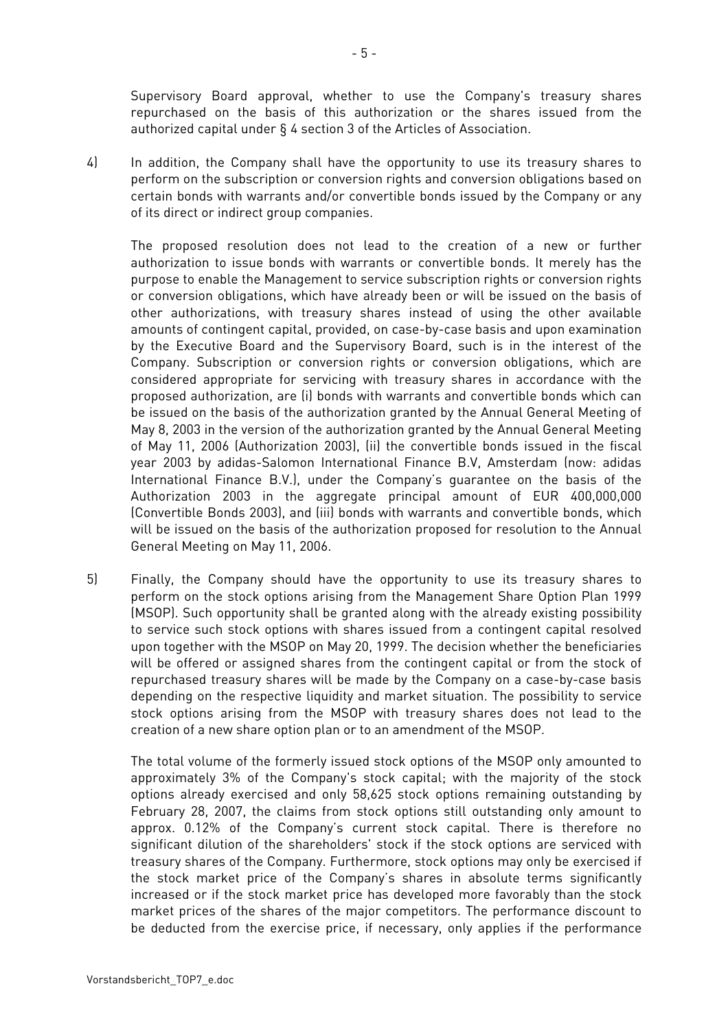Supervisory Board approval, whether to use the Company's treasury shares repurchased on the basis of this authorization or the shares issued from the authorized capital under § 4 section 3 of the Articles of Association.

4) In addition, the Company shall have the opportunity to use its treasury shares to perform on the subscription or conversion rights and conversion obligations based on certain bonds with warrants and/or convertible bonds issued by the Company or any of its direct or indirect group companies.

   The proposed resolution does not lead to the creation of a new or further authorization to issue bonds with warrants or convertible bonds. It merely has the purpose to enable the Management to service subscription rights or conversion rights or conversion obligations, which have already been or will be issued on the basis of other authorizations, with treasury shares instead of using the other available amounts of contingent capital, provided, on case-by-case basis and upon examination by the Executive Board and the Supervisory Board, such is in the interest of the Company. Subscription or conversion rights or conversion obligations, which are considered appropriate for servicing with treasury shares in accordance with the proposed authorization, are (i) bonds with warrants and convertible bonds which can be issued on the basis of the authorization granted by the Annual General Meeting of May 8, 2003 in the version of the authorization granted by the Annual General Meeting of May 11, 2006 (Authorization 2003), (ii) the convertible bonds issued in the fiscal year 2003 by adidas-Salomon International Finance B.V, Amsterdam (now: adidas International Finance B.V.), under the Company's guarantee on the basis of the Authorization 2003 in the aggregate principal amount of EUR 400,000,000 (Convertible Bonds 2003), and (iii) bonds with warrants and convertible bonds, which will be issued on the basis of the authorization proposed for resolution to the Annual General Meeting on May 11, 2006.

5) Finally, the Company should have the opportunity to use its treasury shares to perform on the stock options arising from the Management Share Option Plan 1999 (MSOP). Such opportunity shall be granted along with the already existing possibility to service such stock options with shares issued from a contingent capital resolved upon together with the MSOP on May 20, 1999. The decision whether the beneficiaries will be offered or assigned shares from the contingent capital or from the stock of repurchased treasury shares will be made by the Company on a case-by-case basis depending on the respective liquidity and market situation. The possibility to service stock options arising from the MSOP with treasury shares does not lead to the creation of a new share option plan or to an amendment of the MSOP.

   The total volume of the formerly issued stock options of the MSOP only amounted to approximately 3% of the Company's stock capital; with the majority of the stock options already exercised and only 58,625 stock options remaining outstanding by February 28, 2007, the claims from stock options still outstanding only amount to approx. 0.12% of the Company's current stock capital. There is therefore no significant dilution of the shareholders' stock if the stock options are serviced with treasury shares of the Company. Furthermore, stock options may only be exercised if the stock market price of the Company's shares in absolute terms significantly increased or if the stock market price has developed more favorably than the stock market prices of the shares of the major competitors. The performance discount to be deducted from the exercise price, if necessary, only applies if the performance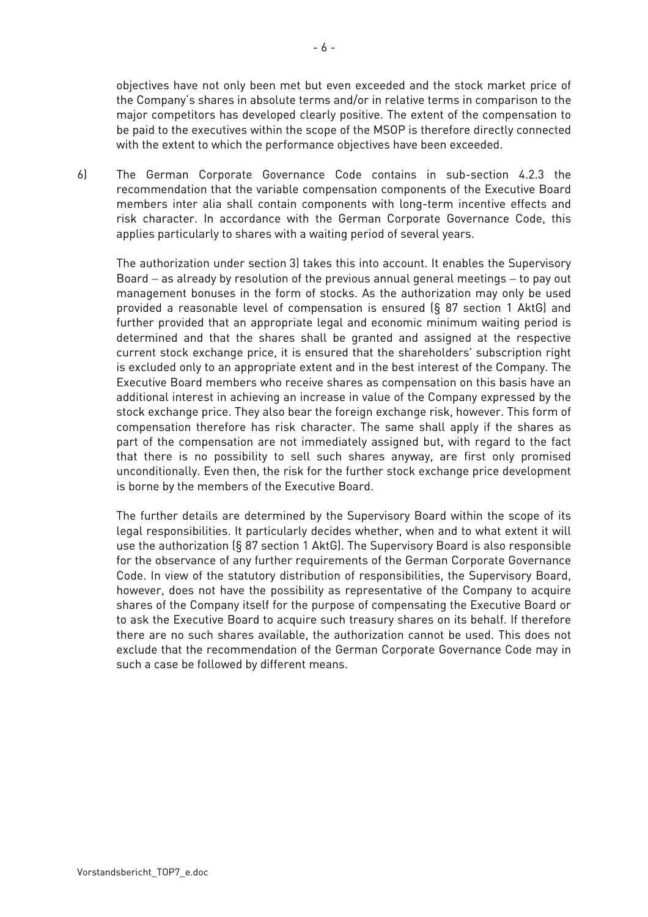objectives have not only been met but even exceeded and the stock market price of the Company's shares in absolute terms and/or in relative terms in comparison to the major competitors has developed clearly positive. The extent of the compensation to be paid to the executives within the scope of the MSOP is therefore directly connected with the extent to which the performance objectives have been exceeded.

6) The German Corporate Governance Code contains in sub-section 4.2.3 the recommendation that the variable compensation components of the Executive Board members inter alia shall contain components with long-term incentive effects and risk character. In accordance with the German Corporate Governance Code, this applies particularly to shares with a waiting period of several years.

   The authorization under section 3) takes this into account. It enables the Supervisory Board – as already by resolution of the previous annual general meetings – to pay out management bonuses in the form of stocks. As the authorization may only be used provided a reasonable level of compensation is ensured (§ 87 section 1 AktG) and further provided that an appropriate legal and economic minimum waiting period is determined and that the shares shall be granted and assigned at the respective current stock exchange price, it is ensured that the shareholders' subscription right is excluded only to an appropriate extent and in the best interest of the Company. The Executive Board members who receive shares as compensation on this basis have an additional interest in achieving an increase in value of the Company expressed by the stock exchange price. They also bear the foreign exchange risk, however. This form of compensation therefore has risk character. The same shall apply if the shares as part of the compensation are not immediately assigned but, with regard to the fact that there is no possibility to sell such shares anyway, are first only promised unconditionally. Even then, the risk for the further stock exchange price development is borne by the members of the Executive Board.

   The further details are determined by the Supervisory Board within the scope of its legal responsibilities. It particularly decides whether, when and to what extent it will use the authorization (§ 87 section 1 AktG). The Supervisory Board is also responsible for the observance of any further requirements of the German Corporate Governance Code. In view of the statutory distribution of responsibilities, the Supervisory Board, however, does not have the possibility as representative of the Company to acquire shares of the Company itself for the purpose of compensating the Executive Board or to ask the Executive Board to acquire such treasury shares on its behalf. If therefore there are no such shares available, the authorization cannot be used. This does not exclude that the recommendation of the German Corporate Governance Code may in such a case be followed by different means.